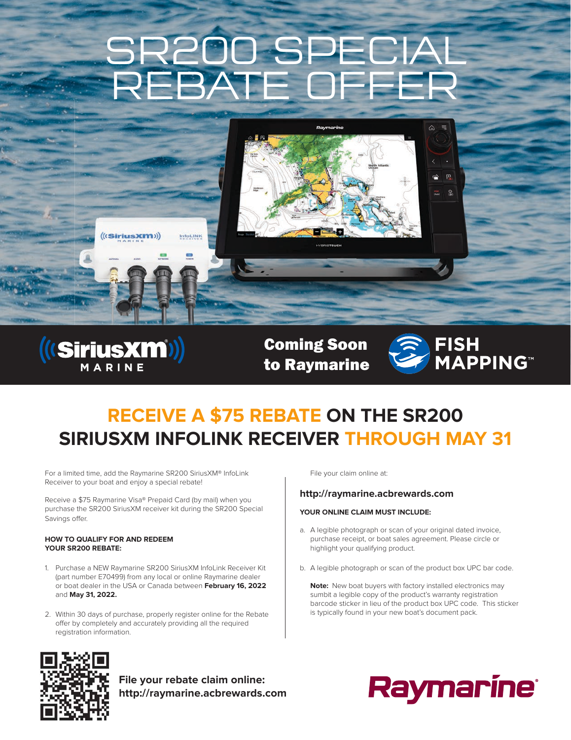# SR200 SPECIAL REBATE OFFER

SiriusXM MARINE

Coming Soon to Raymarine

FISH MAPPING™

## RECEIVE A $75 REBATE ON THE SR200 SIRIUSXM INFOLINK RECEIVER THROUGH MAY 31

For a limited time, add the Raymarine SR200 SiriusXM® InfoLink Receiver to your boat and enjoy a special rebate!

Receive a $75 Raymarine Visa® Prepaid Card (by mail) when you purchase the SR200 SiriusXM receiver kit during the SR200 Special Savings offer.

**HOW TO QUALIFY FOR AND REDEEM YOUR SR200 REBATE:**

1. Purchase a NEW Raymarine SR200 SiriusXM InfoLink Receiver Kit (part number E70499) from any local or online Raymarine dealer or boat dealer in the USA or Canada between **February 16, 2022** and **May 31, 2022.**
2. Within 30 days of purchase, properly register online for the Rebate offer by completely and accurately providing all the required registration information.

File your claim online at:

**http://raymarine.acbrewards.com**

**YOUR ONLINE CLAIM MUST INCLUDE:**

a. A legible photograph or scan of your original dated invoice, purchase receipt, or boat sales agreement. Please circle or highlight your qualifying product.

b. A legible photograph or scan of the product box UPC bar code.

**Note:** New boat buyers with factory installed electronics may sumbit a legible copy of the product's warranty registration barcode sticker in lieu of the product box UPC code. This sticker is typically found in your new boat's document pack.

**File your rebate claim online: http://raymarine.acbrewards.com**

Raymarine®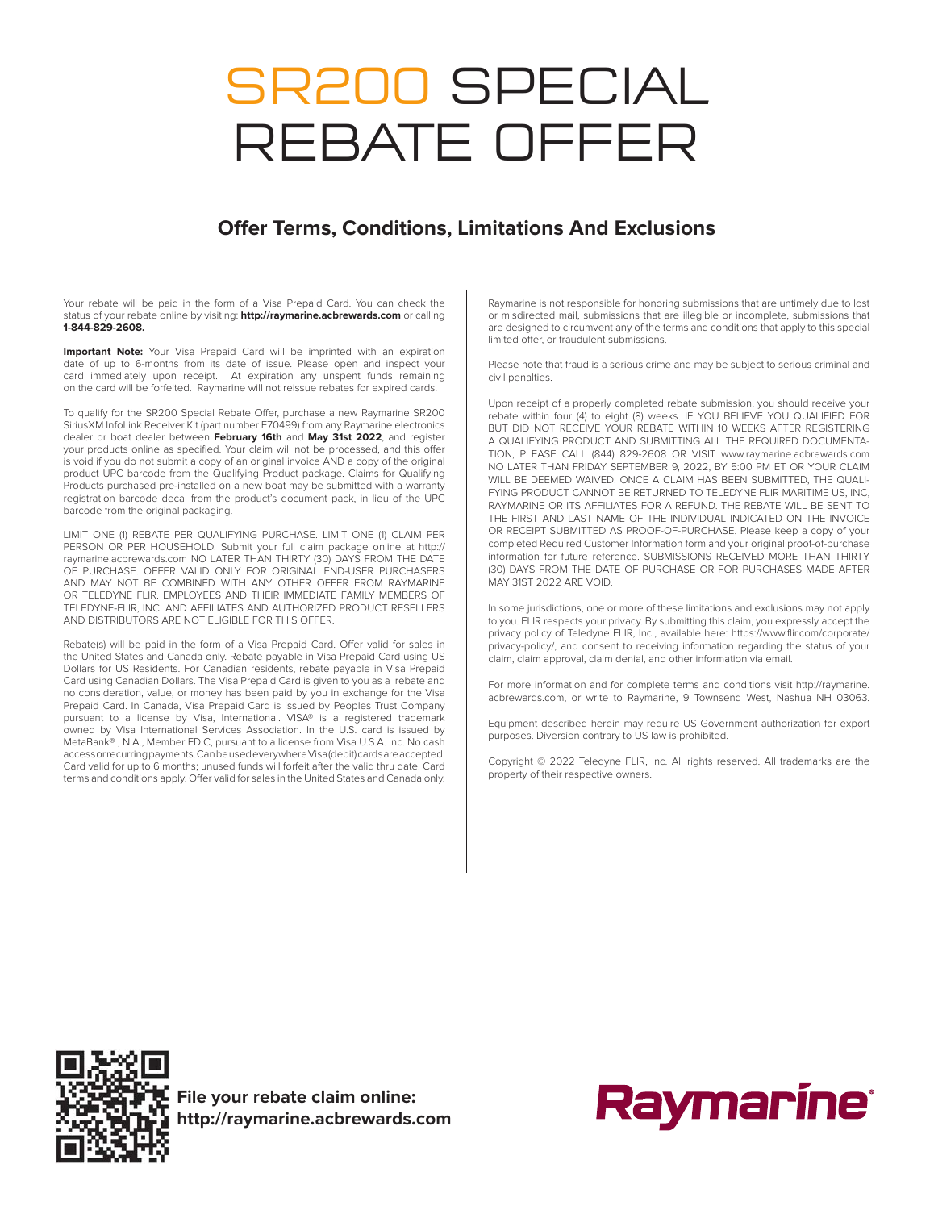# SR200 SPECIAL REBATE OFFER

## Offer Terms, Conditions, Limitations And Exclusions

Your rebate will be paid in the form of a Visa Prepaid Card. You can check the status of your rebate online by visiting: **http://raymarine.acbrewards.com** or calling **1-844-829-2608.**

**Important Note:** Your Visa Prepaid Card will be imprinted with an expiration date of up to 6-months from its date of issue. Please open and inspect your card immediately upon receipt. At expiration any unspent funds remaining on the card will be forfeited. Raymarine will not reissue rebates for expired cards.

To qualify for the SR200 Special Rebate Offer, purchase a new Raymarine SR200 SiriusXM InfoLink Receiver Kit (part number E70499) from any Raymarine electronics dealer or boat dealer between **February 16th** and **May 31st 2022**, and register your products online as specified. Your claim will not be processed, and this offer is void if you do not submit a copy of an original invoice AND a copy of the original product UPC barcode from the Qualifying Product package. Claims for Qualifying Products purchased pre-installed on a new boat may be submitted with a warranty registration barcode decal from the product's document pack, in lieu of the UPC barcode from the original packaging.

LIMIT ONE (1) REBATE PER QUALIFYING PURCHASE. LIMIT ONE (1) CLAIM PER PERSON OR PER HOUSEHOLD. Submit your full claim package online at http://raymarine.acbrewards.com NO LATER THAN THIRTY (30) DAYS FROM THE DATE OF PURCHASE. OFFER VALID ONLY FOR ORIGINAL END-USER PURCHASERS AND MAY NOT BE COMBINED WITH ANY OTHER OFFER FROM RAYMARINE OR TELEDYNE FLIR. EMPLOYEES AND THEIR IMMEDIATE FAMILY MEMBERS OF TELEDYNE-FLIR, INC. AND AFFILIATES AND AUTHORIZED PRODUCT RESELLERS AND DISTRIBUTORS ARE NOT ELIGIBLE FOR THIS OFFER.

Rebate(s) will be paid in the form of a Visa Prepaid Card. Offer valid for sales in the United States and Canada only. Rebate payable in Visa Prepaid Card using US Dollars for US Residents. For Canadian residents, rebate payable in Visa Prepaid Card using Canadian Dollars. The Visa Prepaid Card is given to you as a rebate and no consideration, value, or money has been paid by you in exchange for the Visa Prepaid Card. In Canada, Visa Prepaid Card is issued by Peoples Trust Company pursuant to a license by Visa, International. VISA® is a registered trademark owned by Visa International Services Association. In the U.S. card is issued by MetaBank® , N.A., Member FDIC, pursuant to a license from Visa U.S.A. Inc. No cash access or recurring payments. Can be used everywhere Visa (debit) cards are accepted. Card valid for up to 6 months; unused funds will forfeit after the valid thru date. Card terms and conditions apply. Offer valid for sales in the United States and Canada only.

Raymarine is not responsible for honoring submissions that are untimely due to lost or misdirected mail, submissions that are illegible or incomplete, submissions that are designed to circumvent any of the terms and conditions that apply to this special limited offer, or fraudulent submissions.

Please note that fraud is a serious crime and may be subject to serious criminal and civil penalties.

Upon receipt of a properly completed rebate submission, you should receive your rebate within four (4) to eight (8) weeks. IF YOU BELIEVE YOU QUALIFIED FOR BUT DID NOT RECEIVE YOUR REBATE WITHIN 10 WEEKS AFTER REGISTERING A QUALIFYING PRODUCT AND SUBMITTING ALL THE REQUIRED DOCUMENTATION, PLEASE CALL (844) 829-2608 OR VISIT www.raymarine.acbrewards.com NO LATER THAN FRIDAY SEPTEMBER 9, 2022, BY 5:00 PM ET OR YOUR CLAIM WILL BE DEEMED WAIVED. ONCE A CLAIM HAS BEEN SUBMITTED, THE QUALIFYING PRODUCT CANNOT BE RETURNED TO TELEDYNE FLIR MARITIME US, INC, RAYMARINE OR ITS AFFILIATES FOR A REFUND. THE REBATE WILL BE SENT TO THE FIRST AND LAST NAME OF THE INDIVIDUAL INDICATED ON THE INVOICE OR RECEIPT SUBMITTED AS PROOF-OF-PURCHASE. Please keep a copy of your completed Required Customer Information form and your original proof-of-purchase information for future reference. SUBMISSIONS RECEIVED MORE THAN THIRTY (30) DAYS FROM THE DATE OF PURCHASE OR FOR PURCHASES MADE AFTER MAY 31ST 2022 ARE VOID.

In some jurisdictions, one or more of these limitations and exclusions may not apply to you. FLIR respects your privacy. By submitting this claim, you expressly accept the privacy policy of Teledyne FLIR, Inc., available here: https://www.flir.com/corporate/privacy-policy/, and consent to receiving information regarding the status of your claim, claim approval, claim denial, and other information via email.

For more information and for complete terms and conditions visit http://raymarine.acbrewards.com, or write to Raymarine, 9 Townsend West, Nashua NH 03063.

Equipment described herein may require US Government authorization for export purposes. Diversion contrary to US law is prohibited.

Copyright © 2022 Teledyne FLIR, Inc. All rights reserved. All trademarks are the property of their respective owners.

**File your rebate claim online:**
**http://raymarine.acbrewards.com**

Raymarine